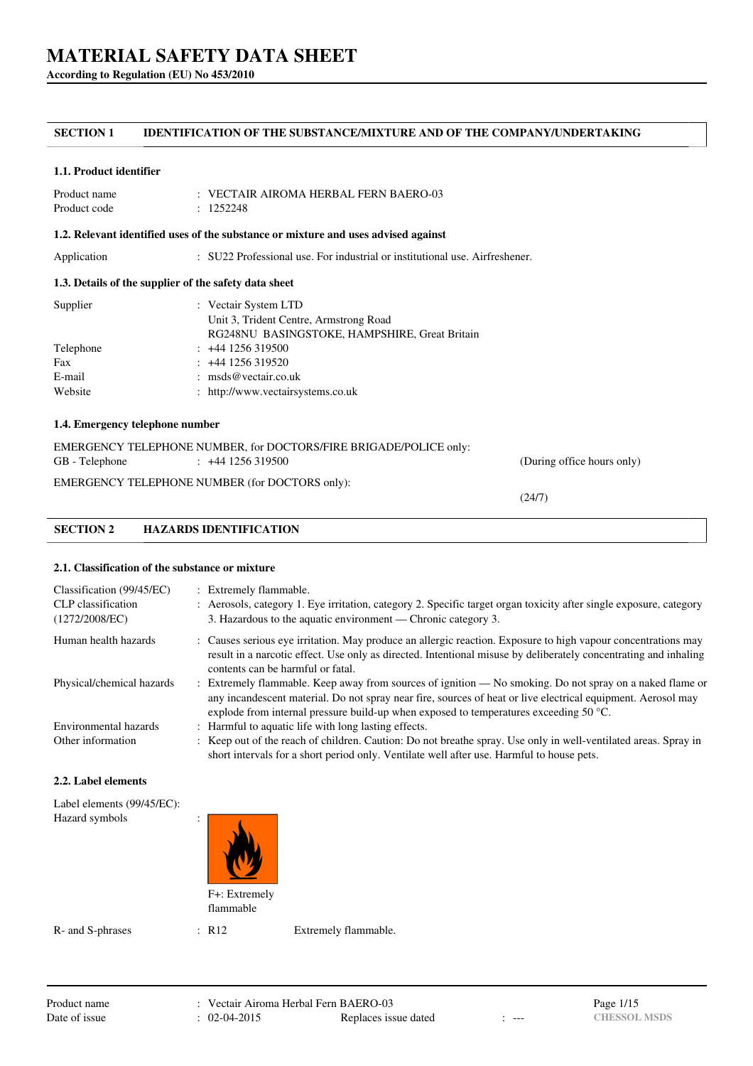# MATERIAL SAFETY DATA SHEET

**According to Regulation (EU) No 453/2010**

## SECTION 1 IDENTIFICATION OF THE SUBSTANCE/MIXTURE AND OF THE COMPANY/UNDERTAKING

### 1.1. Product identifier

| | |
|---|---|
| Product name | : VECTAIR AIROMA HERBAL FERN BAERO-03 |
| Product code | : 1252248 |

### 1.2. Relevant identified uses of the substance or mixture and uses advised against

| | |
|---|---|
| Application | : SU22 Professional use. For industrial or institutional use. Airfreshener. |

### 1.3. Details of the supplier of the safety data sheet

| | |
|---|---|
| Supplier | : Vectair System LTD<br>Unit 3, Trident Centre, Armstrong Road<br>RG248NU BASINGSTOKE, HAMPSHIRE, Great Britain |
| Telephone | : +44 1256 319500 |
| Fax | : +44 1256 319520 |
| E-mail | : msds@vectair.co.uk |
| Website | : http://www.vectairsystems.co.uk |

### 1.4. Emergency telephone number

EMERGENCY TELEPHONE NUMBER, for DOCTORS/FIRE BRIGADE/POLICE only:

GB - Telephone : +44 1256 319500 (During office hours only)

EMERGENCY TELEPHONE NUMBER (for DOCTORS only):

(24/7)

## SECTION 2 HAZARDS IDENTIFICATION

### 2.1. Classification of the substance or mixture

| | |
|---|---|
| Classification (99/45/EC) | : Extremely flammable. |
| CLP classification (1272/2008/EC) | : Aerosols, category 1. Eye irritation, category 2. Specific target organ toxicity after single exposure, category 3. Hazardous to the aquatic environment — Chronic category 3. |
| Human health hazards | : Causes serious eye irritation. May produce an allergic reaction. Exposure to high vapour concentrations may result in a narcotic effect. Use only as directed. Intentional misuse by deliberately concentrating and inhaling contents can be harmful or fatal. |
| Physical/chemical hazards | : Extremely flammable. Keep away from sources of ignition — No smoking. Do not spray on a naked flame or any incandescent material. Do not spray near fire, sources of heat or live electrical equipment. Aerosol may explode from internal pressure build-up when exposed to temperatures exceeding 50 °C. |
| Environmental hazards | : Harmful to aquatic life with long lasting effects. |
| Other information | : Keep out of the reach of children. Caution: Do not breathe spray. Use only in well-ventilated areas. Spray in short intervals for a short period only. Ventilate well after use. Harmful to house pets. |

### 2.2. Label elements

Label elements (99/45/EC):

Hazard symbols :

F+: Extremely flammable

R- and S-phrases : R12 Extremely flammable.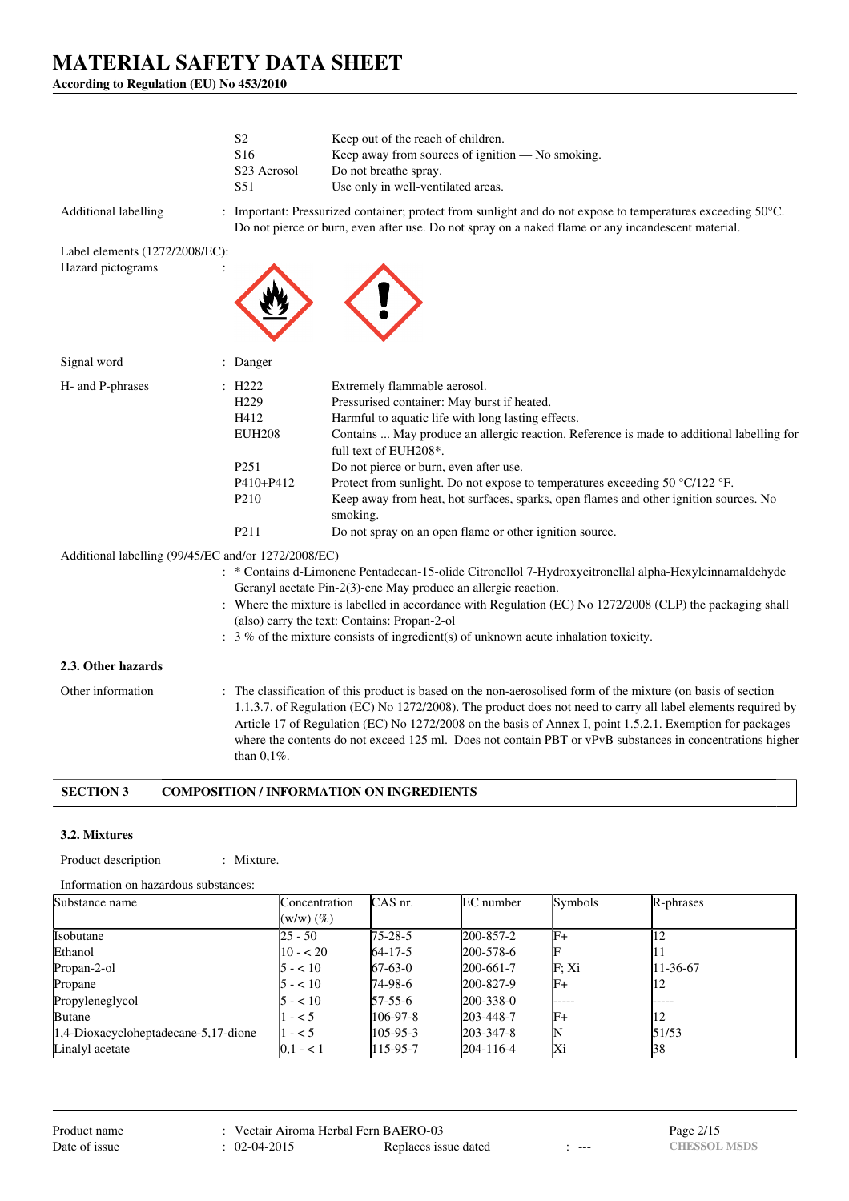| | | |
|---|---|---|
| | S2 | Keep out of the reach of children. |
| | S16 | Keep away from sources of ignition — No smoking. |
| | S23 Aerosol | Do not breathe spray. |
| | S51 | Use only in well-ventilated areas. |

Additional labelling : Important: Pressurized container; protect from sunlight and do not expose to temperatures exceeding 50°C. Do not pierce or burn, even after use. Do not spray on a naked flame or any incandescent material.

Label elements (1272/2008/EC):

Hazard pictograms :

Signal word : Danger

| H- and P-phrases | | |
|---|---|---|
| | H222 | Extremely flammable aerosol. |
| | H229 | Pressurised container: May burst if heated. |
| | H412 | Harmful to aquatic life with long lasting effects. |
| | EUH208 | Contains ... May produce an allergic reaction. Reference is made to additional labelling for full text of EUH208*. |
| | P251 | Do not pierce or burn, even after use. |
| | P410+P412 | Protect from sunlight. Do not expose to temperatures exceeding 50 °C/122 °F. |
| | P210 | Keep away from heat, hot surfaces, sparks, open flames and other ignition sources. No smoking. |
| | P211 | Do not spray on an open flame or other ignition source. |

Additional labelling (99/45/EC and/or 1272/2008/EC)

: * Contains d-Limonene Pentadecan-15-olide Citronellol 7-Hydroxycitronellal alpha-Hexylcinnamaldehyde Geranyl acetate Pin-2(3)-ene May produce an allergic reaction.

: Where the mixture is labelled in accordance with Regulation (EC) No 1272/2008 (CLP) the packaging shall (also) carry the text: Contains: Propan-2-ol

: 3 % of the mixture consists of ingredient(s) of unknown acute inhalation toxicity.

### 2.3. Other hazards

Other information : The classification of this product is based on the non-aerosolised form of the mixture (on basis of section 1.1.3.7. of Regulation (EC) No 1272/2008). The product does not need to carry all label elements required by Article 17 of Regulation (EC) No 1272/2008 on the basis of Annex I, point 1.5.2.1. Exemption for packages where the contents do not exceed 125 ml. Does not contain PBT or vPvB substances in concentrations higher than 0,1%.

## SECTION 3 COMPOSITION / INFORMATION ON INGREDIENTS

### 3.2. Mixtures

Product description : Mixture.

Information on hazardous substances:

| Substance name | Concentration (w/w) (%) | CAS nr. | EC number | Symbols | R-phrases |
|---|---|---|---|---|---|
| Isobutane | 25 - 50 | 75-28-5 | 200-857-2 | F+ | 12 |
| Ethanol | 10 - < 20 | 64-17-5 | 200-578-6 | F | 11 |
| Propan-2-ol | 5 - < 10 | 67-63-0 | 200-661-7 | F; Xi | 11-36-67 |
| Propane | 5 - < 10 | 74-98-6 | 200-827-9 | F+ | 12 |
| Propyleneglycol | 5 - < 10 | 57-55-6 | 200-338-0 | ----- | ----- |
| Butane | 1 - < 5 | 106-97-8 | 203-448-7 | F+ | 12 |
| 1,4-Dioxacycloheptadecane-5,17-dione | 1 - < 5 | 105-95-3 | 203-347-8 | N | 51/53 |
| Linalyl acetate | 0,1 - < 1 | 115-95-7 | 204-116-4 | Xi | 38 |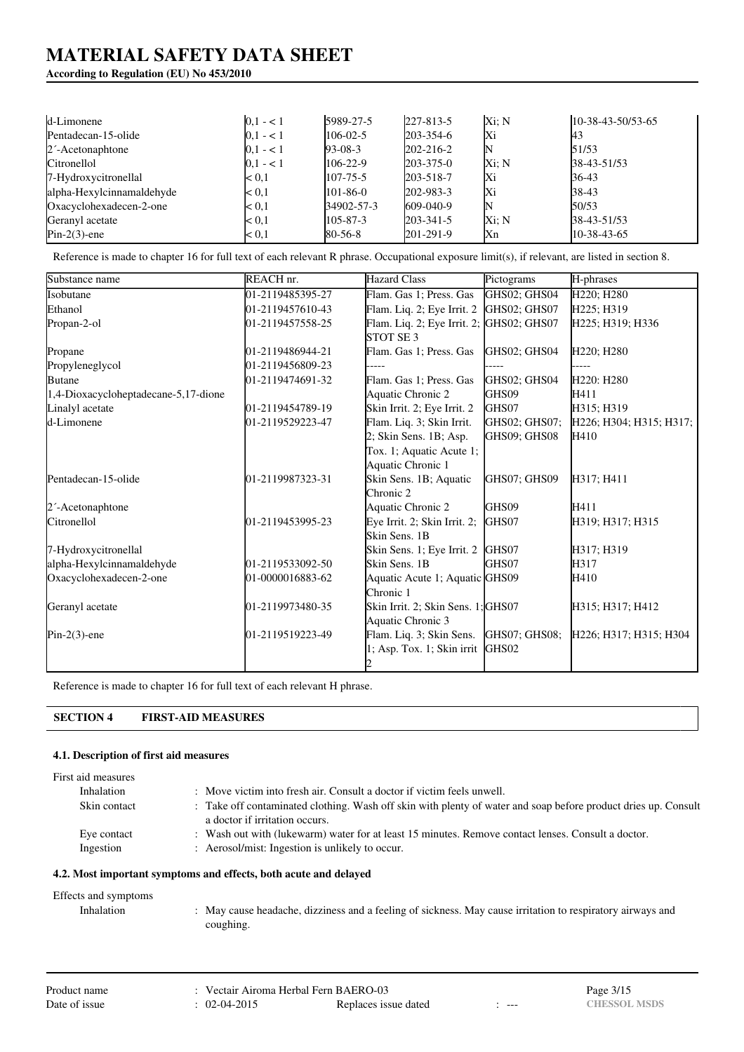| | | | | | |
|---|---|---|---|---|---|
| d-Limonene | 0,1 - < 1 | 5989-27-5 | 227-813-5 | Xi; N | 10-38-43-50/53-65 |
| Pentadecan-15-olide | 0,1 - < 1 | 106-02-5 | 203-354-6 | Xi | 43 |
| 2´-Acetonaphtone | 0,1 - < 1 | 93-08-3 | 202-216-2 | N | 51/53 |
| Citronellol | 0,1 - < 1 | 106-22-9 | 203-375-0 | Xi; N | 38-43-51/53 |
| 7-Hydroxycitronellal | < 0,1 | 107-75-5 | 203-518-7 | Xi | 36-43 |
| alpha-Hexylcinnamaldehyde | < 0,1 | 101-86-0 | 202-983-3 | Xi | 38-43 |
| Oxacyclohexadecen-2-one | < 0,1 | 34902-57-3 | 609-040-9 | N | 50/53 |
| Geranyl acetate | < 0,1 | 105-87-3 | 203-341-5 | Xi; N | 38-43-51/53 |
| Pin-2(3)-ene | < 0,1 | 80-56-8 | 201-291-9 | Xn | 10-38-43-65 |

Reference is made to chapter 16 for full text of each relevant R phrase. Occupational exposure limit(s), if relevant, are listed in section 8.

| Substance name | REACH nr. | Hazard Class | Pictograms | H-phrases |
|---|---|---|---|---|
| Isobutane | 01-2119485395-27 | Flam. Gas 1; Press. Gas | GHS02; GHS04 | H220; H280 |
| Ethanol | 01-2119457610-43 | Flam. Liq. 2; Eye Irrit. 2 | GHS02; GHS07 | H225; H319 |
| Propan-2-ol | 01-2119457558-25 | Flam. Liq. 2; Eye Irrit. 2; STOT SE 3 | GHS02; GHS07 | H225; H319; H336 |
| Propane | 01-2119486944-21 | Flam. Gas 1; Press. Gas | GHS02; GHS04 | H220; H280 |
| Propyleneglycol | 01-2119456809-23 | ----- | ----- | ----- |
| Butane | 01-2119474691-32 | Flam. Gas 1; Press. Gas | GHS02; GHS04 | H220: H280 |
| 1,4-Dioxacycloheptadecane-5,17-dione | | Aquatic Chronic 2 | GHS09 | H411 |
| Linalyl acetate | 01-2119454789-19 | Skin Irrit. 2; Eye Irrit. 2 | GHS07 | H315; H319 |
| d-Limonene | 01-2119529223-47 | Flam. Liq. 3; Skin Irrit. 2; Skin Sens. 1B; Asp. Tox. 1; Aquatic Acute 1; Aquatic Chronic 1 | GHS02; GHS07; GHS09; GHS08 | H226; H304; H315; H317; H410 |
| Pentadecan-15-olide | 01-2119987323-31 | Skin Sens. 1B; Aquatic Chronic 2 | GHS07; GHS09 | H317; H411 |
| 2´-Acetonaphtone | | Aquatic Chronic 2 | GHS09 | H411 |
| Citronellol | 01-2119453995-23 | Eye Irrit. 2; Skin Irrit. 2; Skin Sens. 1B | GHS07 | H319; H317; H315 |
| 7-Hydroxycitronellal | | Skin Sens. 1; Eye Irrit. 2 | GHS07 | H317; H319 |
| alpha-Hexylcinnamaldehyde | 01-2119533092-50 | Skin Sens. 1B | GHS07 | H317 |
| Oxacyclohexadecen-2-one | 01-0000016883-62 | Aquatic Acute 1; Aquatic Chronic 1 | GHS09 | H410 |
| Geranyl acetate | 01-2119973480-35 | Skin Irrit. 2; Skin Sens. 1; Aquatic Chronic 3 | GHS07 | H315; H317; H412 |
| Pin-2(3)-ene | 01-2119519223-49 | Flam. Liq. 3; Skin Sens. 1; Asp. Tox. 1; Skin irrit 2 | GHS07; GHS08; GHS02 | H226; H317; H315; H304 |

Reference is made to chapter 16 for full text of each relevant H phrase.

## SECTION 4 FIRST-AID MEASURES

### 4.1. Description of first aid measures

First aid measures

- Inhalation : Move victim into fresh air. Consult a doctor if victim feels unwell.
- Skin contact : Take off contaminated clothing. Wash off skin with plenty of water and soap before product dries up. Consult a doctor if irritation occurs.
- Eye contact : Wash out with (lukewarm) water for at least 15 minutes. Remove contact lenses. Consult a doctor.
- Ingestion : Aerosol/mist: Ingestion is unlikely to occur.

### 4.2. Most important symptoms and effects, both acute and delayed

Effects and symptoms

- Inhalation : May cause headache, dizziness and a feeling of sickness. May cause irritation to respiratory airways and coughing.

Product name : Vectair Airoma Herbal Fern BAERO-03
Date of issue : 02-04-2015 Replaces issue dated : ---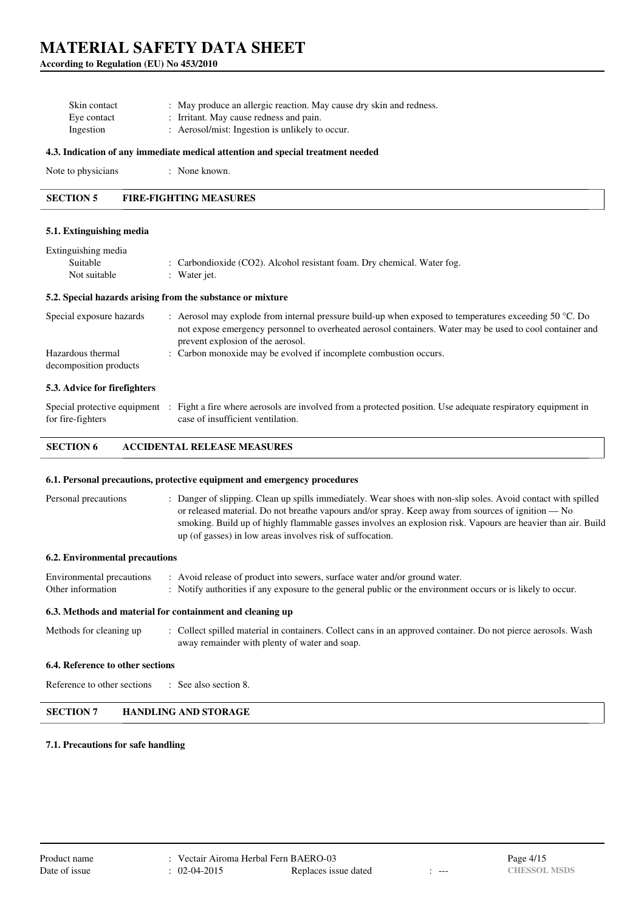| | |
|---|---|
| Skin contact | : May produce an allergic reaction. May cause dry skin and redness. |
| Eye contact | : Irritant. May cause redness and pain. |
| Ingestion | : Aerosol/mist: Ingestion is unlikely to occur. |

### 4.3. Indication of any immediate medical attention and special treatment needed

| | |
|---|---|
| Note to physicians | : None known. |

## SECTION 5 FIRE-FIGHTING MEASURES

### 5.1. Extinguishing media

| | |
|---|---|
| Extinguishing media | |
| Suitable | : Carbondioxide ($CO_2$). Alcohol resistant foam. Dry chemical. Water fog. |
| Not suitable | : Water jet. |

### 5.2. Special hazards arising from the substance or mixture

| | |
|---|---|
| Special exposure hazards | : Aerosol may explode from internal pressure build-up when exposed to temperatures exceeding 50 °C. Do not expose emergency personnel to overheated aerosol containers. Water may be used to cool container and prevent explosion of the aerosol. |
| Hazardous thermal decomposition products | : Carbon monoxide may be evolved if incomplete combustion occurs. |

### 5.3. Advice for firefighters

| | |
|---|---|
| Special protective equipment for fire-fighters | : Fight a fire where aerosols are involved from a protected position. Use adequate respiratory equipment in case of insufficient ventilation. |

## SECTION 6 ACCIDENTAL RELEASE MEASURES

### 6.1. Personal precautions, protective equipment and emergency procedures

| | |
|---|---|
| Personal precautions | : Danger of slipping. Clean up spills immediately. Wear shoes with non-slip soles. Avoid contact with spilled or released material. Do not breathe vapours and/or spray. Keep away from sources of ignition — No smoking. Build up of highly flammable gasses involves an explosion risk. Vapours are heavier than air. Build up (of gasses) in low areas involves risk of suffocation. |

### 6.2. Environmental precautions

| | |
|---|---|
| Environmental precautions | : Avoid release of product into sewers, surface water and/or ground water. |
| Other information | : Notify authorities if any exposure to the general public or the environment occurs or is likely to occur. |

### 6.3. Methods and material for containment and cleaning up

| | |
|---|---|
| Methods for cleaning up | : Collect spilled material in containers. Collect cans in an approved container. Do not pierce aerosols. Wash away remainder with plenty of water and soap. |

### 6.4. Reference to other sections

| | |
|---|---|
| Reference to other sections | : See also section 8. |

## SECTION 7 HANDLING AND STORAGE

### 7.1. Precautions for safe handling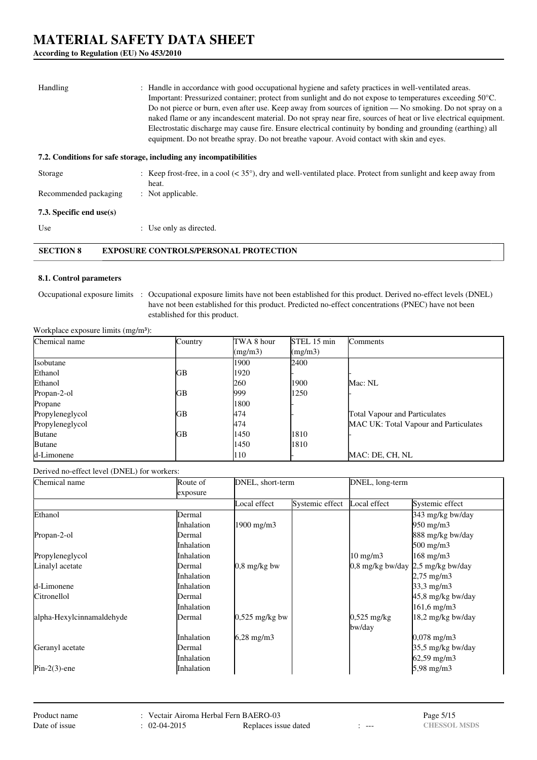| | |
|---|---|
| Handling | : Handle in accordance with good occupational hygiene and safety practices in well-ventilated areas. Important: Pressurized container; protect from sunlight and do not expose to temperatures exceeding 50°C. Do not pierce or burn, even after use. Keep away from sources of ignition — No smoking. Do not spray on a naked flame or any incandescent material. Do not spray near fire, sources of heat or live electrical equipment. Electrostatic discharge may cause fire. Ensure electrical continuity by bonding and grounding (earthing) all equipment. Do not breathe spray. Do not breathe vapour. Avoid contact with skin and eyes. |

### 7.2. Conditions for safe storage, including any incompatibilities

| | |
|---|---|
| Storage | : Keep frost-free, in a cool (< 35°), dry and well-ventilated place. Protect from sunlight and keep away from heat. |
| Recommended packaging | : Not applicable. |

### 7.3. Specific end use(s)

| | |
|---|---|
| Use | : Use only as directed. |

## SECTION 8 EXPOSURE CONTROLS/PERSONAL PROTECTION

### 8.1. Control parameters

| | |
|---|---|
| Occupational exposure limits | : Occupational exposure limits have not been established for this product. Derived no-effect levels (DNEL) have not been established for this product. Predicted no-effect concentrations (PNEC) have not been established for this product. |

Workplace exposure limits (mg/m³):

| Chemical name | Country | TWA 8 hour (mg/m3) | STEL 15 min (mg/m3) | Comments |
|---|---|---|---|---|
| Isobutane | | 1900 | 2400 | |
| Ethanol | GB | 1920 | - | - |
| Ethanol | | 260 | 1900 | Mac: NL |
| Propan-2-ol | GB | 999 | 1250 | - |
| Propane | | 1800 | - | |
| Propyleneglycol | GB | 474 | - | Total Vapour and Particulates |
| Propyleneglycol | | 474 | | MAC UK: Total Vapour and Particulates |
| Butane | GB | 1450 | 1810 | - |
| Butane | | 1450 | 1810 | |
| d-Limonene | | 110 | - | MAC: DE, CH, NL |

Derived no-effect level (DNEL) for workers:

| Chemical name | Route of exposure | DNEL, short-term | | DNEL, long-term | |
|---|---|---|---|---|---|
| | | Local effect | Systemic effect | Local effect | Systemic effect |
| Ethanol | Dermal | | | | 343 mg/kg bw/day |
| | Inhalation | 1900 mg/m3 | | | 950 mg/m3 |
| Propan-2-ol | Dermal | | | | 888 mg/kg bw/day |
| | Inhalation | | | | 500 mg/m3 |
| Propyleneglycol | Inhalation | | | 10 mg/m3 | 168 mg/m3 |
| Linalyl acetate | Dermal | 0,8 mg/kg bw | | 0,8 mg/kg bw/day | 2,5 mg/kg bw/day |
| | Inhalation | | | | 2,75 mg/m3 |
| d-Limonene | Inhalation | | | | 33,3 mg/m3 |
| Citronellol | Dermal | | | | 45,8 mg/kg bw/day |
| | Inhalation | | | | 161,6 mg/m3 |
| alpha-Hexylcinnamaldehyde | Dermal | 0,525 mg/kg bw | | 0,525 mg/kg bw/day | 18,2 mg/kg bw/day |
| | Inhalation | 6,28 mg/m3 | | | 0,078 mg/m3 |
| Geranyl acetate | Dermal | | | | 35,5 mg/kg bw/day |
| | Inhalation | | | | 62,59 mg/m3 |
| Pin-2(3)-ene | Inhalation | | | | 5,98 mg/m3 |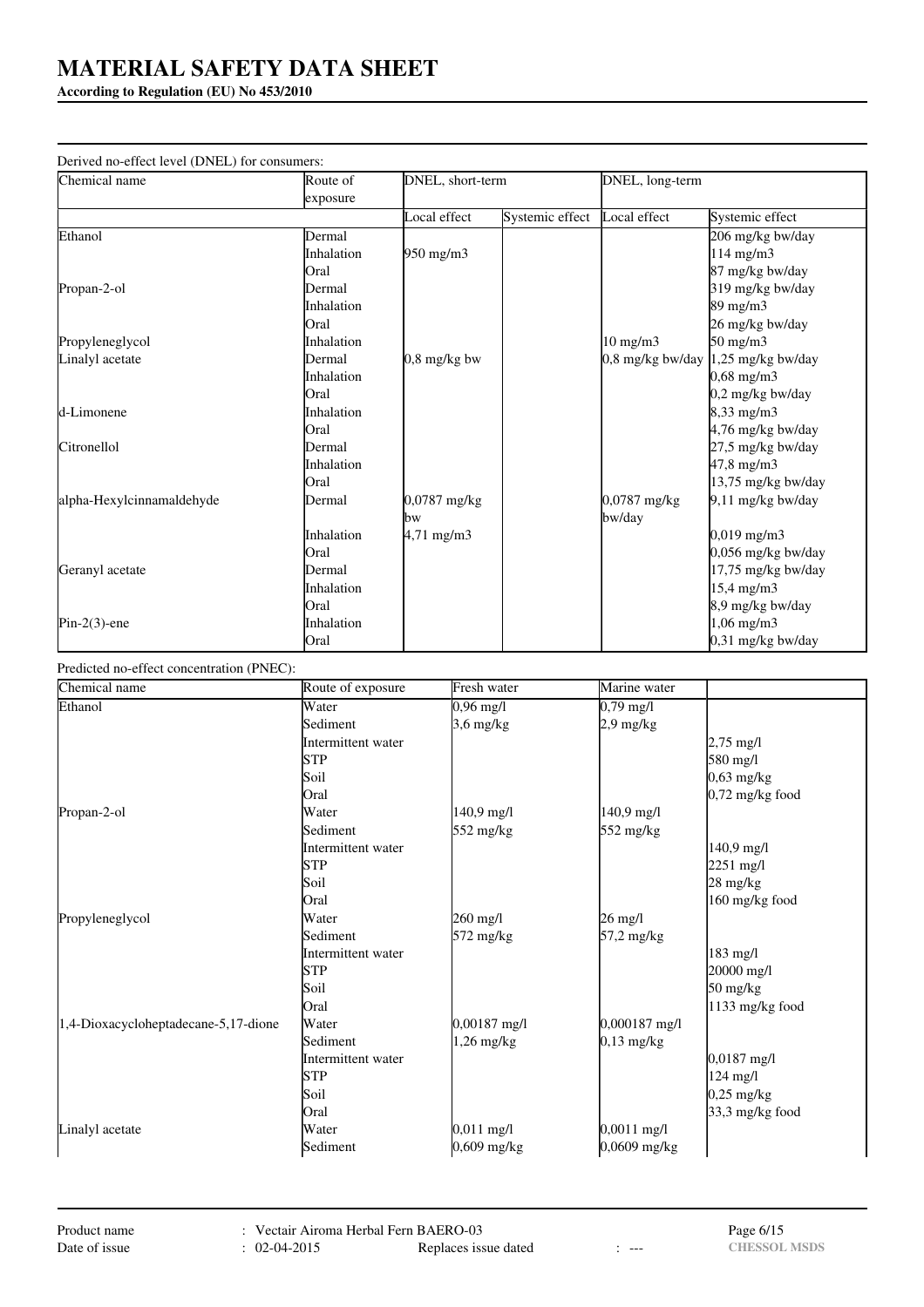Derived no-effect level (DNEL) for consumers:

| Chemical name | Route of exposure | DNEL, short-term | | DNEL, long-term | |
|---|---|---|---|---|---|
| | | Local effect | Systemic effect | Local effect | Systemic effect |
| Ethanol | Dermal | | | | 206 mg/kg bw/day |
| | Inhalation | 950 mg/m3 | | | 114 mg/m3 |
| | Oral | | | | 87 mg/kg bw/day |
| Propan-2-ol | Dermal | | | | 319 mg/kg bw/day |
| | Inhalation | | | | 89 mg/m3 |
| | Oral | | | | 26 mg/kg bw/day |
| Propyleneglycol | Inhalation | | | 10 mg/m3 | 50 mg/m3 |
| Linalyl acetate | Dermal | 0,8 mg/kg bw | | 0,8 mg/kg bw/day | 1,25 mg/kg bw/day |
| | Inhalation | | | | 0,68 mg/m3 |
| | Oral | | | | 0,2 mg/kg bw/day |
| d-Limonene | Inhalation | | | | 8,33 mg/m3 |
| | Oral | | | | 4,76 mg/kg bw/day |
| Citronellol | Dermal | | | | 27,5 mg/kg bw/day |
| | Inhalation | | | | 47,8 mg/m3 |
| | Oral | | | | 13,75 mg/kg bw/day |
| alpha-Hexylcinnamaldehyde | Dermal | 0,0787 mg/kg bw | | 0,0787 mg/kg bw/day | 9,11 mg/kg bw/day |
| | Inhalation | 4,71 mg/m3 | | | 0,019 mg/m3 |
| | Oral | | | | 0,056 mg/kg bw/day |
| Geranyl acetate | Dermal | | | | 17,75 mg/kg bw/day |
| | Inhalation | | | | 15,4 mg/m3 |
| | Oral | | | | 8,9 mg/kg bw/day |
| Pin-2(3)-ene | Inhalation | | | | 1,06 mg/m3 |
| | Oral | | | | 0,31 mg/kg bw/day |

Predicted no-effect concentration (PNEC):

| Chemical name | Route of exposure | Fresh water | Marine water | |
|---|---|---|---|---|
| Ethanol | Water | 0,96 mg/l | 0,79 mg/l | |
| | Sediment | 3,6 mg/kg | 2,9 mg/kg | |
| | Intermittent water | | | 2,75 mg/l |
| | STP | | | 580 mg/l |
| | Soil | | | 0,63 mg/kg |
| | Oral | | | 0,72 mg/kg food |
| Propan-2-ol | Water | 140,9 mg/l | 140,9 mg/l | |
| | Sediment | 552 mg/kg | 552 mg/kg | |
| | Intermittent water | | | 140,9 mg/l |
| | STP | | | 2251 mg/l |
| | Soil | | | 28 mg/kg |
| | Oral | | | 160 mg/kg food |
| Propyleneglycol | Water | 260 mg/l | 26 mg/l | |
| | Sediment | 572 mg/kg | 57,2 mg/kg | |
| | Intermittent water | | | 183 mg/l |
| | STP | | | 20000 mg/l |
| | Soil | | | 50 mg/kg |
| | Oral | | | 1133 mg/kg food |
| 1,4-Dioxacycloheptadecane-5,17-dione | Water | 0,00187 mg/l | 0,000187 mg/l | |
| | Sediment | 1,26 mg/kg | 0,13 mg/kg | |
| | Intermittent water | | | 0,0187 mg/l |
| | STP | | | 124 mg/l |
| | Soil | | | 0,25 mg/kg |
| | Oral | | | 33,3 mg/kg food |
| Linalyl acetate | Water | 0,011 mg/l | 0,0011 mg/l | |
| | Sediment | 0,609 mg/kg | 0,0609 mg/kg | |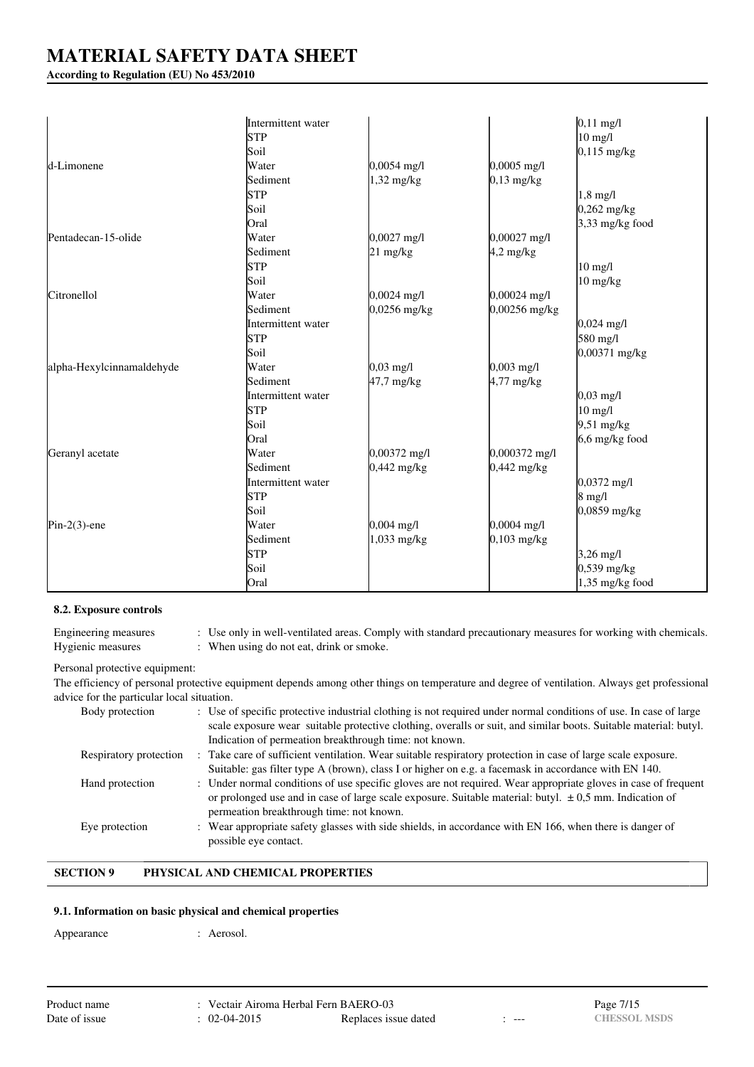| | | | | |
|---|---|---|---|---|
| | Intermittent water | | | 0,11 mg/l |
| | STP | | | 10 mg/l |
| | Soil | | | 0,115 mg/kg |
| d-Limonene | Water | 0,0054 mg/l | 0,0005 mg/l | |
| | Sediment | 1,32 mg/kg | 0,13 mg/kg | |
| | STP | | | 1,8 mg/l |
| | Soil | | | 0,262 mg/kg |
| | Oral | | | 3,33 mg/kg food |
| Pentadecan-15-olide | Water | 0,0027 mg/l | 0,00027 mg/l | |
| | Sediment | 21 mg/kg | 4,2 mg/kg | |
| | STP | | | 10 mg/l |
| | Soil | | | 10 mg/kg |
| Citronellol | Water | 0,0024 mg/l | 0,00024 mg/l | |
| | Sediment | 0,0256 mg/kg | 0,00256 mg/kg | |
| | Intermittent water | | | 0,024 mg/l |
| | STP | | | 580 mg/l |
| | Soil | | | 0,00371 mg/kg |
| alpha-Hexylcinnamaldehyde | Water | 0,03 mg/l | 0,003 mg/l | |
| | Sediment | 47,7 mg/kg | 4,77 mg/kg | |
| | Intermittent water | | | 0,03 mg/l |
| | STP | | | 10 mg/l |
| | Soil | | | 9,51 mg/kg |
| | Oral | | | 6,6 mg/kg food |
| Geranyl acetate | Water | 0,00372 mg/l | 0,000372 mg/l | |
| | Sediment | 0,442 mg/kg | 0,442 mg/kg | |
| | Intermittent water | | | 0,0372 mg/l |
| | STP | | | 8 mg/l |
| | Soil | | | 0,0859 mg/kg |
| Pin-2(3)-ene | Water | 0,004 mg/l | 0,0004 mg/l | |
| | Sediment | 1,033 mg/kg | 0,103 mg/kg | |
| | STP | | | 3,26 mg/l |
| | Soil | | | 0,539 mg/kg |
| | Oral | | | 1,35 mg/kg food |

### 8.2. Exposure controls

Engineering measures : Use only in well-ventilated areas. Comply with standard precautionary measures for working with chemicals.

Hygienic measures : When using do not eat, drink or smoke.

Personal protective equipment:

The efficiency of personal protective equipment depends among other things on temperature and degree of ventilation. Always get professional advice for the particular local situation.

Body protection : Use of specific protective industrial clothing is not required under normal conditions of use. In case of large scale exposure wear suitable protective clothing, overalls or suit, and similar boots. Suitable material: butyl. Indication of permeation breakthrough time: not known.

Respiratory protection : Take care of sufficient ventilation. Wear suitable respiratory protection in case of large scale exposure. Suitable: gas filter type A (brown), class I or higher on e.g. a facemask in accordance with EN 140.

Hand protection : Under normal conditions of use specific gloves are not required. Wear appropriate gloves in case of frequent or prolonged use and in case of large scale exposure. Suitable material: butyl. ± 0,5 mm. Indication of permeation breakthrough time: not known.

Eye protection : Wear appropriate safety glasses with side shields, in accordance with EN 166, when there is danger of possible eye contact.

## SECTION 9 PHYSICAL AND CHEMICAL PROPERTIES

### 9.1. Information on basic physical and chemical properties

Appearance : Aerosol.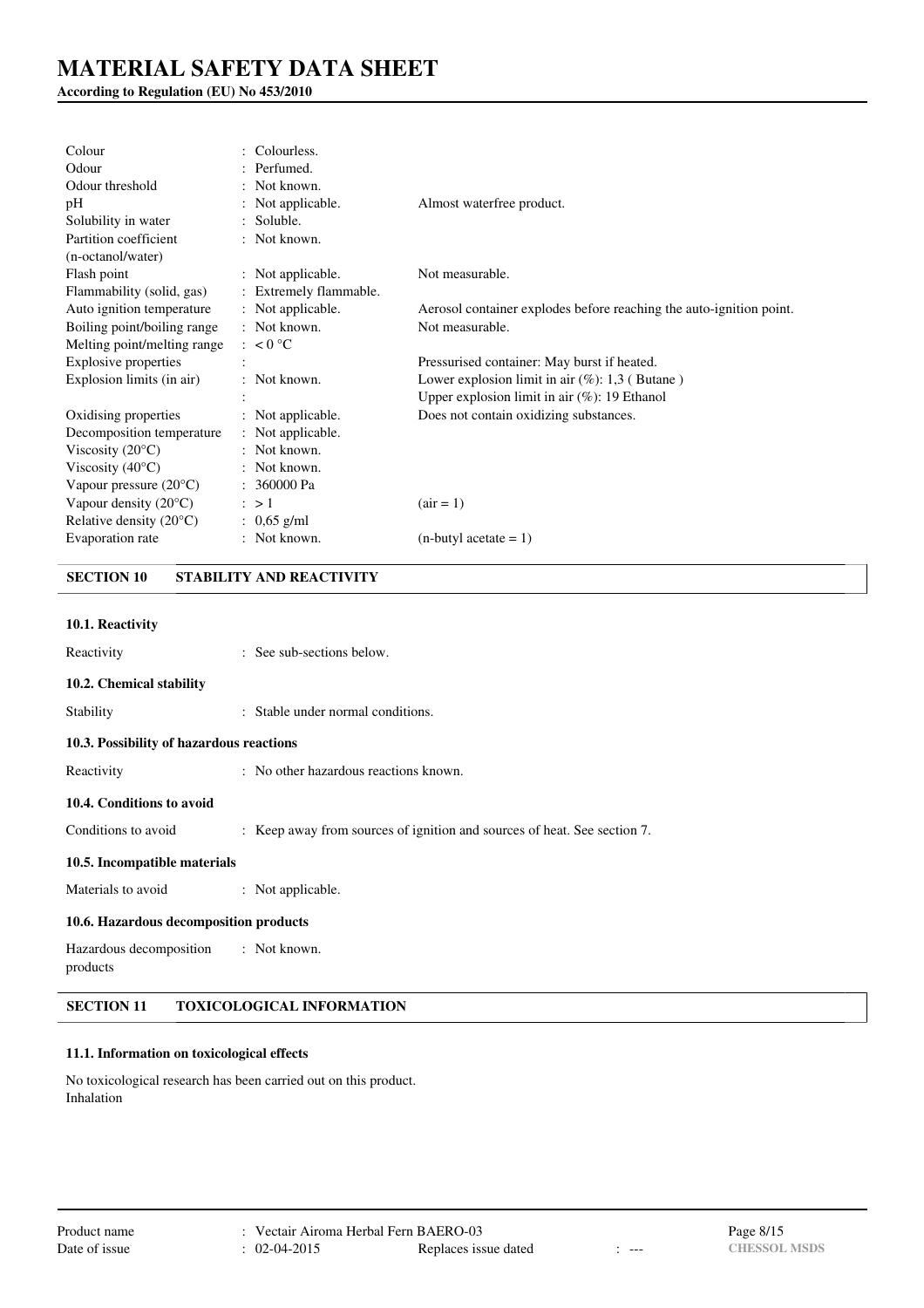| | | |
|---|---|---|
| Colour | : Colourless. | |
| Odour | : Perfumed. | |
| Odour threshold | : Not known. | |
| pH | : Not applicable. | Almost waterfree product. |
| Solubility in water | : Soluble. | |
| Partition coefficient (n-octanol/water) | : Not known. | |
| Flash point | : Not applicable. | Not measurable. |
| Flammability (solid, gas) | : Extremely flammable. | |
| Auto ignition temperature | : Not applicable. | Aerosol container explodes before reaching the auto-ignition point. |
| Boiling point/boiling range | : Not known. | Not measurable. |
| Melting point/melting range | : < 0 °C | |
| Explosive properties | : | Pressurised container: May burst if heated. |
| Explosion limits (in air) | : Not known. | Lower explosion limit in air (%): 1,3 ( Butane ) |
| | : | Upper explosion limit in air (%): 19 Ethanol |
| Oxidising properties | : Not applicable. | Does not contain oxidizing substances. |
| Decomposition temperature | : Not applicable. | |
| Viscosity (20°C) | : Not known. | |
| Viscosity (40°C) | : Not known. | |
| Vapour pressure (20°C) | : 360000 Pa | |
| Vapour density (20°C) | : > 1 | (air = 1) |
| Relative density (20°C) | : 0,65 g/ml | |
| Evaporation rate | : Not known. | (n-butyl acetate = 1) |

## SECTION 10 STABILITY AND REACTIVITY

### 10.1. Reactivity

Reactivity : See sub-sections below.

### 10.2. Chemical stability

Stability : Stable under normal conditions.

### 10.3. Possibility of hazardous reactions

Reactivity : No other hazardous reactions known.

### 10.4. Conditions to avoid

Conditions to avoid : Keep away from sources of ignition and sources of heat. See section 7.

### 10.5. Incompatible materials

Materials to avoid : Not applicable.

### 10.6. Hazardous decomposition products

Hazardous decomposition products : Not known.

## SECTION 11 TOXICOLOGICAL INFORMATION

### 11.1. Information on toxicological effects

No toxicological research has been carried out on this product.
Inhalation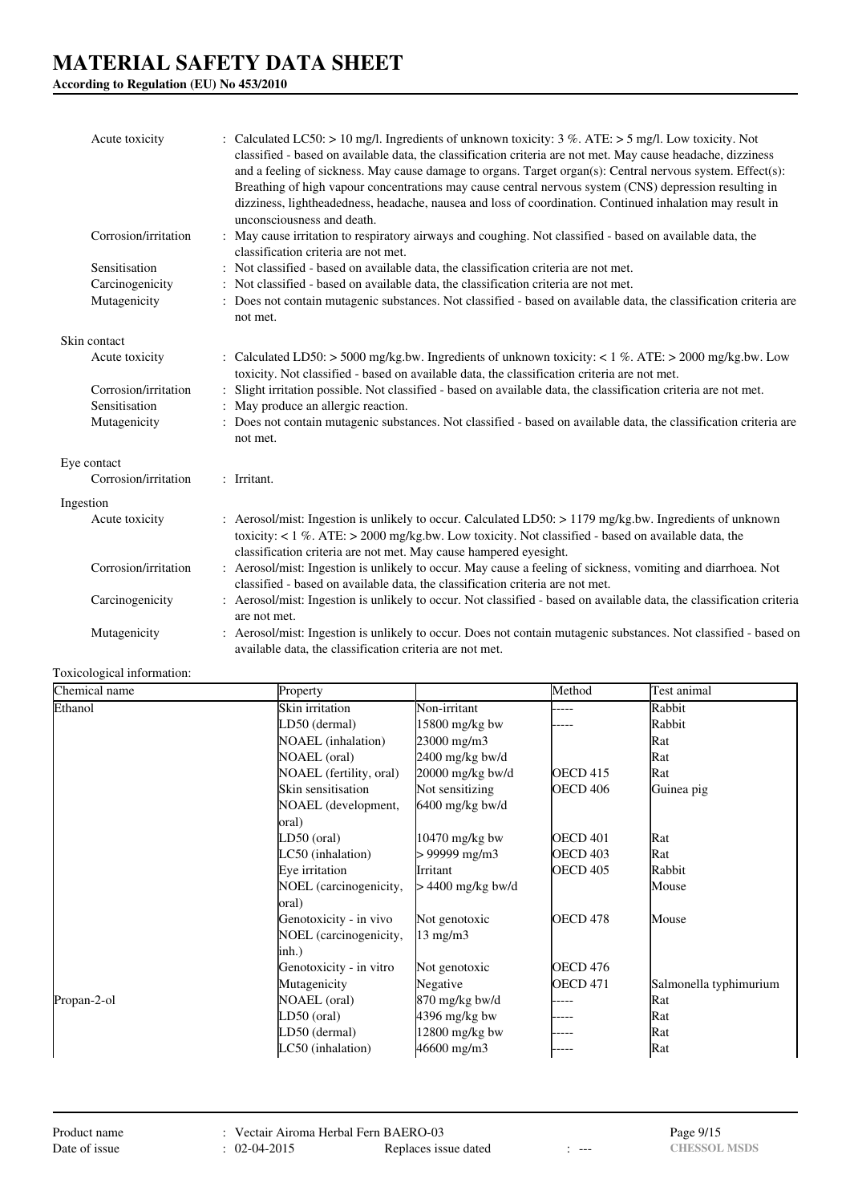| | | |
|---|---|---|
| Acute toxicity | : | Calculated LC50: > 10 mg/l. Ingredients of unknown toxicity: 3 %. ATE: > 5 mg/l. Low toxicity. Not classified - based on available data, the classification criteria are not met. May cause headache, dizziness and a feeling of sickness. May cause damage to organs. Target organ(s): Central nervous system. Effect(s): Breathing of high vapour concentrations may cause central nervous system (CNS) depression resulting in dizziness, lightheadedness, headache, nausea and loss of coordination. Continued inhalation may result in unconsciousness and death. |
| Corrosion/irritation | : | May cause irritation to respiratory airways and coughing. Not classified - based on available data, the classification criteria are not met. |
| Sensitisation | : | Not classified - based on available data, the classification criteria are not met. |
| Carcinogenicity | : | Not classified - based on available data, the classification criteria are not met. |
| Mutagenicity | : | Does not contain mutagenic substances. Not classified - based on available data, the classification criteria are not met. |

Skin contact

| | | |
|---|---|---|
| Acute toxicity | : | Calculated LD50: > 5000 mg/kg.bw. Ingredients of unknown toxicity: < 1 %. ATE: > 2000 mg/kg.bw. Low toxicity. Not classified - based on available data, the classification criteria are not met. |
| Corrosion/irritation | : | Slight irritation possible. Not classified - based on available data, the classification criteria are not met. |
| Sensitisation | : | May produce an allergic reaction. |
| Mutagenicity | : | Does not contain mutagenic substances. Not classified - based on available data, the classification criteria are not met. |

Eye contact

| | | |
|---|---|---|
| Corrosion/irritation | : | Irritant. |

Ingestion

| | | |
|---|---|---|
| Acute toxicity | : | Aerosol/mist: Ingestion is unlikely to occur. Calculated LD50: > 1179 mg/kg.bw. Ingredients of unknown toxicity: < 1 %. ATE: > 2000 mg/kg.bw. Low toxicity. Not classified - based on available data, the classification criteria are not met. May cause hampered eyesight. |
| Corrosion/irritation | : | Aerosol/mist: Ingestion is unlikely to occur. May cause a feeling of sickness, vomiting and diarrhoea. Not classified - based on available data, the classification criteria are not met. |
| Carcinogenicity | : | Aerosol/mist: Ingestion is unlikely to occur. Not classified - based on available data, the classification criteria are not met. |
| Mutagenicity | : | Aerosol/mist: Ingestion is unlikely to occur. Does not contain mutagenic substances. Not classified - based on available data, the classification criteria are not met. |

Toxicological information:

| Chemical name | Property | | Method | Test animal |
|---|---|---|---|---|
| Ethanol | Skin irritation | Non-irritant | ----- | Rabbit |
| | LD50 (dermal) | 15800 mg/kg bw | ----- | Rabbit |
| | NOAEL (inhalation) | 23000 mg/m3 | | Rat |
| | NOAEL (oral) | 2400 mg/kg bw/d | | Rat |
| | NOAEL (fertility, oral) | 20000 mg/kg bw/d | OECD 415 | Rat |
| | Skin sensitisation | Not sensitizing | OECD 406 | Guinea pig |
| | NOAEL (development, oral) | 6400 mg/kg bw/d | | |
| | LD50 (oral) | 10470 mg/kg bw | OECD 401 | Rat |
| | LC50 (inhalation) | > 99999 mg/m3 | OECD 403 | Rat |
| | Eye irritation | Irritant | OECD 405 | Rabbit |
| | NOEL (carcinogenicity, oral) | > 4400 mg/kg bw/d | | Mouse |
| | Genotoxicity - in vivo | Not genotoxic | OECD 478 | Mouse |
| | NOEL (carcinogenicity, inh.) | 13 mg/m3 | | |
| | Genotoxicity - in vitro | Not genotoxic | OECD 476 | |
| | Mutagenicity | Negative | OECD 471 | Salmonella typhimurium |
| Propan-2-ol | NOAEL (oral) | 870 mg/kg bw/d | ----- | Rat |
| | LD50 (oral) | 4396 mg/kg bw | ----- | Rat |
| | LD50 (dermal) | 12800 mg/kg bw | ----- | Rat |
| | LC50 (inhalation) | 46600 mg/m3 | ----- | Rat |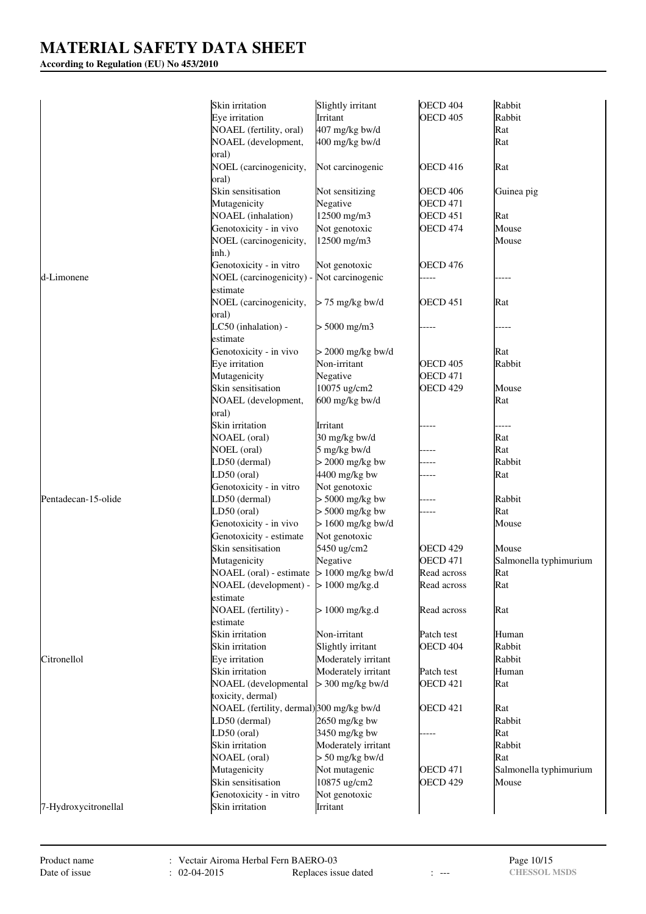# MATERIAL SAFETY DATA SHEET

**According to Regulation (EU) No 453/2010**

| | | | | |
|---|---|---|---|---|
| | Skin irritation | Slightly irritant | OECD 404 | Rabbit |
| | Eye irritation | Irritant | OECD 405 | Rabbit |
| | NOAEL (fertility, oral) | 407 mg/kg bw/d | | Rat |
| | NOAEL (development, oral) | 400 mg/kg bw/d | | Rat |
| | NOEL (carcinogenicity, oral) | Not carcinogenic | OECD 416 | Rat |
| | Skin sensitisation | Not sensitizing | OECD 406 | Guinea pig |
| | Mutagenicity | Negative | OECD 471 | |
| | NOAEL (inhalation) | 12500 mg/m3 | OECD 451 | Rat |
| | Genotoxicity - in vivo | Not genotoxic | OECD 474 | Mouse |
| | NOEL (carcinogenicity, inh.) | 12500 mg/m3 | | Mouse |
| | Genotoxicity - in vitro | Not genotoxic | OECD 476 | |
| d-Limonene | NOEL (carcinogenicity) - estimate | Not carcinogenic | ----- | ----- |
| | NOEL (carcinogenicity, oral) | > 75 mg/kg bw/d | OECD 451 | Rat |
| | LC50 (inhalation) - estimate | > 5000 mg/m3 | ----- | ----- |
| | Genotoxicity - in vivo | > 2000 mg/kg bw/d | | Rat |
| | Eye irritation | Non-irritant | OECD 405 | Rabbit |
| | Mutagenicity | Negative | OECD 471 | |
| | Skin sensitisation | 10075 ug/cm2 | OECD 429 | Mouse |
| | NOAEL (development, oral) | 600 mg/kg bw/d | | Rat |
| | Skin irritation | Irritant | ----- | ----- |
| | NOAEL (oral) | 30 mg/kg bw/d | | Rat |
| | NOEL (oral) | 5 mg/kg bw/d | ----- | Rat |
| | LD50 (dermal) | > 2000 mg/kg bw | ----- | Rabbit |
| | LD50 (oral) | 4400 mg/kg bw | ----- | Rat |
| | Genotoxicity - in vitro | Not genotoxic | | |
| Pentadecan-15-olide | LD50 (dermal) | > 5000 mg/kg bw | ----- | Rabbit |
| | LD50 (oral) | > 5000 mg/kg bw | ----- | Rat |
| | Genotoxicity - in vivo | > 1600 mg/kg bw/d | | Mouse |
| | Genotoxicity - estimate | Not genotoxic | | |
| | Skin sensitisation | 5450 ug/cm2 | OECD 429 | Mouse |
| | Mutagenicity | Negative | OECD 471 | Salmonella typhimurium |
| | NOAEL (oral) - estimate | > 1000 mg/kg bw/d | Read across | Rat |
| | NOAEL (development) - estimate | > 1000 mg/kg.d | Read across | Rat |
| | NOAEL (fertility) - estimate | > 1000 mg/kg.d | Read across | Rat |
| | Skin irritation | Non-irritant | Patch test | Human |
| | Skin irritation | Slightly irritant | OECD 404 | Rabbit |
| Citronellol | Eye irritation | Moderately irritant | | Rabbit |
| | Skin irritation | Moderately irritant | Patch test | Human |
| | NOAEL (developmental toxicity, dermal) | > 300 mg/kg bw/d | OECD 421 | Rat |
| | NOAEL (fertility, dermal) | 300 mg/kg bw/d | OECD 421 | Rat |
| | LD50 (dermal) | 2650 mg/kg bw | | Rabbit |
| | LD50 (oral) | 3450 mg/kg bw | ----- | Rat |
| | Skin irritation | Moderately irritant | | Rabbit |
| | NOAEL (oral) | > 50 mg/kg bw/d | | Rat |
| | Mutagenicity | Not mutagenic | OECD 471 | Salmonella typhimurium |
| | Skin sensitisation | 10875 ug/cm2 | OECD 429 | Mouse |
| | Genotoxicity - in vitro | Not genotoxic | | |
| 7-Hydroxycitronellal | Skin irritation | Irritant | | |

Product name : Vectair Airoma Herbal Fern BAERO-03
Date of issue : 02-04-2015 Replaces issue dated : ---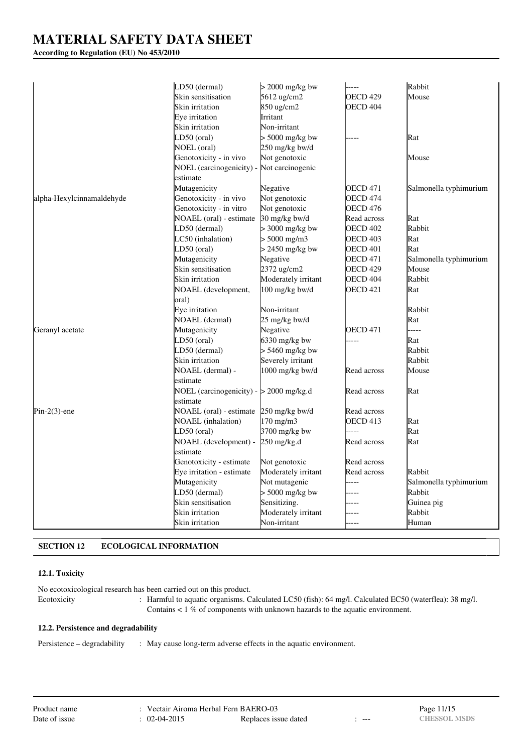|  |  |  |  |  |
|---|---|---|---|---|
|  | LD50 (dermal) | > 2000 mg/kg bw | ----- | Rabbit |
|  | Skin sensitisation | 5612 ug/cm2 | OECD 429 | Mouse |
|  | Skin irritation | 850 ug/cm2 | OECD 404 |  |
|  | Eye irritation | Irritant |  |  |
|  | Skin irritation | Non-irritant |  |  |
|  | LD50 (oral) | > 5000 mg/kg bw | ----- | Rat |
|  | NOEL (oral) | 250 mg/kg bw/d |  |  |
|  | Genotoxicity - in vivo | Not genotoxic |  | Mouse |
|  | NOEL (carcinogenicity) - estimate | Not carcinogenic |  |  |
|  | Mutagenicity | Negative | OECD 471 | Salmonella typhimurium |
| alpha-Hexylcinnamaldehyde | Genotoxicity - in vivo | Not genotoxic | OECD 474 |  |
|  | Genotoxicity - in vitro | Not genotoxic | OECD 476 |  |
|  | NOAEL (oral) - estimate | 30 mg/kg bw/d | Read across | Rat |
|  | LD50 (dermal) | > 3000 mg/kg bw | OECD 402 | Rabbit |
|  | LC50 (inhalation) | > 5000 mg/m3 | OECD 403 | Rat |
|  | LD50 (oral) | > 2450 mg/kg bw | OECD 401 | Rat |
|  | Mutagenicity | Negative | OECD 471 | Salmonella typhimurium |
|  | Skin sensitisation | 2372 ug/cm2 | OECD 429 | Mouse |
|  | Skin irritation | Moderately irritant | OECD 404 | Rabbit |
|  | NOAEL (development, oral) | 100 mg/kg bw/d | OECD 421 | Rat |
|  | Eye irritation | Non-irritant |  | Rabbit |
|  | NOAEL (dermal) | 25 mg/kg bw/d |  | Rat |
| Geranyl acetate | Mutagenicity | Negative | OECD 471 | ----- |
|  | LD50 (oral) | 6330 mg/kg bw | ----- | Rat |
|  | LD50 (dermal) | > 5460 mg/kg bw |  | Rabbit |
|  | Skin irritation | Severely irritant |  | Rabbit |
|  | NOAEL (dermal) - estimate | 1000 mg/kg bw/d | Read across | Mouse |
|  | NOEL (carcinogenicity) - estimate | > 2000 mg/kg.d | Read across | Rat |
| Pin-2(3)-ene | NOAEL (oral) - estimate | 250 mg/kg bw/d | Read across |  |
|  | NOAEL (inhalation) | 170 mg/m3 | OECD 413 | Rat |
|  | LD50 (oral) | 3700 mg/kg bw | ----- | Rat |
|  | NOAEL (development) - estimate | 250 mg/kg.d | Read across | Rat |
|  | Genotoxicity - estimate | Not genotoxic | Read across |  |
|  | Eye irritation - estimate | Moderately irritant | Read across | Rabbit |
|  | Mutagenicity | Not mutagenic | ----- | Salmonella typhimurium |
|  | LD50 (dermal) | > 5000 mg/kg bw | ----- | Rabbit |
|  | Skin sensitisation | Sensitizing. | ----- | Guinea pig |
|  | Skin irritation | Moderately irritant | ----- | Rabbit |
|  | Skin irritation | Non-irritant | ----- | Human |

## SECTION 12 ECOLOGICAL INFORMATION

### 12.1. Toxicity

No ecotoxicological research has been carried out on this product.

Ecotoxicity : Harmful to aquatic organisms. Calculated LC50 (fish): 64 mg/l. Calculated EC50 (waterflea): 38 mg/l. Contains < 1 % of components with unknown hazards to the aquatic environment.

### 12.2. Persistence and degradability

Persistence – degradability : May cause long-term adverse effects in the aquatic environment.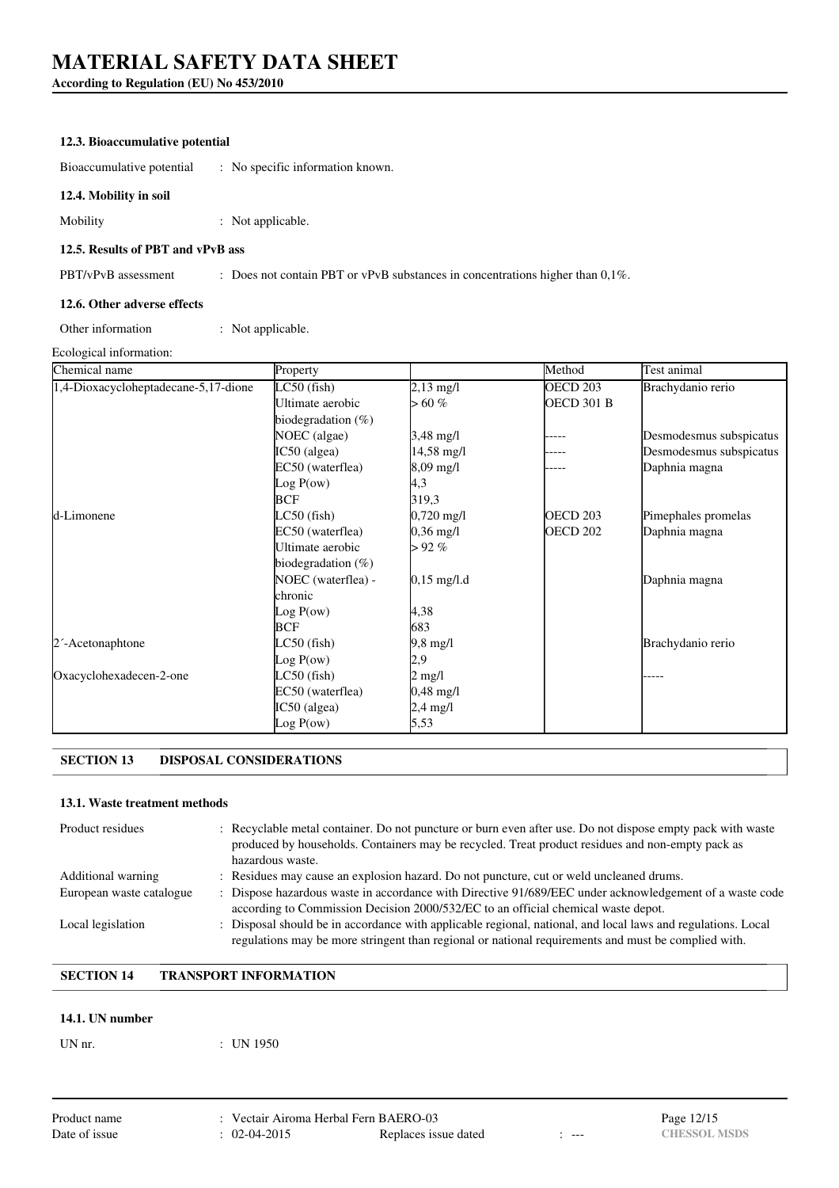### 12.3. Bioaccumulative potential

Bioaccumulative potential : No specific information known.

### 12.4. Mobility in soil

Mobility : Not applicable.

### 12.5. Results of PBT and vPvB ass

PBT/vPvB assessment : Does not contain PBT or vPvB substances in concentrations higher than 0,1%.

### 12.6. Other adverse effects

Other information : Not applicable.

Ecological information:

| Chemical name | Property | | Method | Test animal |
|---|---|---|---|---|
| 1,4-Dioxacycloheptadecane-5,17-dione | LC50 (fish) | 2,13 mg/l | OECD 203 | Brachydanio rerio |
| | Ultimate aerobic biodegradation (%) | > 60 % | OECD 301 B | |
| | NOEC (algae) | 3,48 mg/l | ----- | Desmodesmus subspicatus |
| | IC50 (algea) | 14,58 mg/l | ----- | Desmodesmus subspicatus |
| | EC50 (waterflea) | 8,09 mg/l | ----- | Daphnia magna |
| | Log P(ow) | 4,3 | | |
| | BCF | 319,3 | | |
| d-Limonene | LC50 (fish) | 0,720 mg/l | OECD 203 | Pimephales promelas |
| | EC50 (waterflea) | 0,36 mg/l | OECD 202 | Daphnia magna |
| | Ultimate aerobic biodegradation (%) | > 92 % | | |
| | NOEC (waterflea) - chronic | 0,15 mg/l.d | | Daphnia magna |
| | Log P(ow) | 4,38 | | |
| | BCF | 683 | | |
| 2´-Acetonaphtone | LC50 (fish) | 9,8 mg/l | | Brachydanio rerio |
| | Log P(ow) | 2,9 | | |
| Oxacyclohexadecen-2-one | LC50 (fish) | 2 mg/l | | ----- |
| | EC50 (waterflea) | 0,48 mg/l | | |
| | IC50 (algea) | 2,4 mg/l | | |
| | Log P(ow) | 5,53 | | |

## SECTION 13 DISPOSAL CONSIDERATIONS

### 13.1. Waste treatment methods

Product residues : Recyclable metal container. Do not puncture or burn even after use. Do not dispose empty pack with waste produced by households. Containers may be recycled. Treat product residues and non-empty pack as hazardous waste.

Additional warning : Residues may cause an explosion hazard. Do not puncture, cut or weld uncleaned drums.

European waste catalogue : Dispose hazardous waste in accordance with Directive 91/689/EEC under acknowledgement of a waste code according to Commission Decision 2000/532/EC to an official chemical waste depot.

Local legislation : Disposal should be in accordance with applicable regional, national, and local laws and regulations. Local regulations may be more stringent than regional or national requirements and must be complied with.

## SECTION 14 TRANSPORT INFORMATION

### 14.1. UN number

UN nr. : UN 1950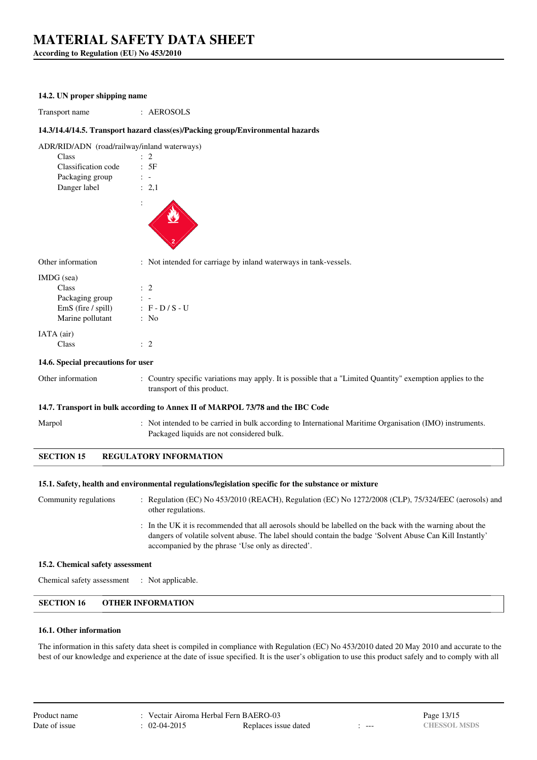### 14.2. UN proper shipping name

Transport name : AEROSOLS

### 14.3/14.4/14.5. Transport hazard class(es)/Packing group/Environmental hazards

ADR/RID/ADN (road/railway/inland waterways)

| | |
|---|---|
| Class | : 2 |
| Classification code | : 5F |
| Packaging group | : - |
| Danger label | : 2,1 |

Other information : Not intended for carriage by inland waterways in tank-vessels.

IMDG (sea)

| | |
|---|---|
| Class | : 2 |
| Packaging group | : - |
| EmS (fire / spill) | : F - D / S - U |
| Marine pollutant | : No |

IATA (air)

| | |
|---|---|
| Class | : 2 |

### 14.6. Special precautions for user

Other information : Country specific variations may apply. It is possible that a "Limited Quantity" exemption applies to the transport of this product.

### 14.7. Transport in bulk according to Annex II of MARPOL 73/78 and the IBC Code

Marpol : Not intended to be carried in bulk according to International Maritime Organisation (IMO) instruments. Packaged liquids are not considered bulk.

## SECTION 15 REGULATORY INFORMATION

### 15.1. Safety, health and environmental regulations/legislation specific for the substance or mixture

Community regulations : Regulation (EC) No 453/2010 (REACH), Regulation (EC) No 1272/2008 (CLP), 75/324/EEC (aerosols) and other regulations.

: In the UK it is recommended that all aerosols should be labelled on the back with the warning about the dangers of volatile solvent abuse. The label should contain the badge 'Solvent Abuse Can Kill Instantly' accompanied by the phrase 'Use only as directed'.

### 15.2. Chemical safety assessment

Chemical safety assessment : Not applicable.

## SECTION 16 OTHER INFORMATION

### 16.1. Other information

The information in this safety data sheet is compiled in compliance with Regulation (EC) No 453/2010 dated 20 May 2010 and accurate to the best of our knowledge and experience at the date of issue specified. It is the user's obligation to use this product safely and to comply with all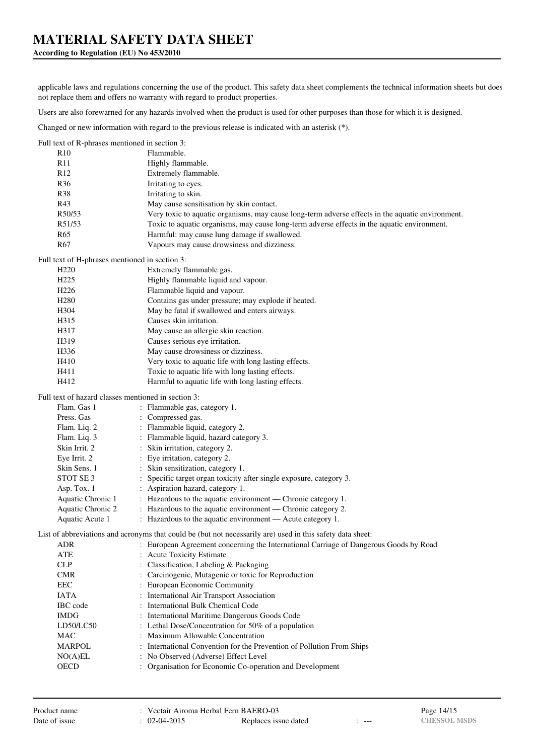applicable laws and regulations concerning the use of the product. This safety data sheet complements the technical information sheets but does not replace them and offers no warranty with regard to product properties.

Users are also forewarned for any hazards involved when the product is used for other purposes than those for which it is designed.

Changed or new information with regard to the previous release is indicated with an asterisk (*).

Full text of R-phrases mentioned in section 3:

| | |
|---|---|
| R10 | Flammable. |
| R11 | Highly flammable. |
| R12 | Extremely flammable. |
| R36 | Irritating to eyes. |
| R38 | Irritating to skin. |
| R43 | May cause sensitisation by skin contact. |
| R50/53 | Very toxic to aquatic organisms, may cause long-term adverse effects in the aquatic environment. |
| R51/53 | Toxic to aquatic organisms, may cause long-term adverse effects in the aquatic environment. |
| R65 | Harmful: may cause lung damage if swallowed. |
| R67 | Vapours may cause drowsiness and dizziness. |

Full text of H-phrases mentioned in section 3:

| | |
|---|---|
| H220 | Extremely flammable gas. |
| H225 | Highly flammable liquid and vapour. |
| H226 | Flammable liquid and vapour. |
| H280 | Contains gas under pressure; may explode if heated. |
| H304 | May be fatal if swallowed and enters airways. |
| H315 | Causes skin irritation. |
| H317 | May cause an allergic skin reaction. |
| H319 | Causes serious eye irritation. |
| H336 | May cause drowsiness or dizziness. |
| H410 | Very toxic to aquatic life with long lasting effects. |
| H411 | Toxic to aquatic life with long lasting effects. |
| H412 | Harmful to aquatic life with long lasting effects. |

Full text of hazard classes mentioned in section 3:

| | |
|---|---|
| Flam. Gas 1 | : Flammable gas, category 1. |
| Press. Gas | : Compressed gas. |
| Flam. Liq. 2 | : Flammable liquid, category 2. |
| Flam. Liq. 3 | : Flammable liquid, hazard category 3. |
| Skin Irrit. 2 | : Skin irritation, category 2. |
| Eye Irrit. 2 | : Eye irritation, category 2. |
| Skin Sens. 1 | : Skin sensitization, category 1. |
| STOT SE 3 | : Specific target organ toxicity after single exposure, category 3. |
| Asp. Tox. 1 | : Aspiration hazard, category 1. |
| Aquatic Chronic 1 | : Hazardous to the aquatic environment — Chronic category 1. |
| Aquatic Chronic 2 | : Hazardous to the aquatic environment — Chronic category 2. |
| Aquatic Acute 1 | : Hazardous to the aquatic environment — Acute category 1. |

List of abbreviations and acronyms that could be (but not necessarily are) used in this safety data sheet:

| | |
|---|---|
| ADR | : European Agreement concerning the International Carriage of Dangerous Goods by Road |
| ATE | : Acute Toxicity Estimate |
| CLP | : Classification, Labeling & Packaging |
| CMR | : Carcinogenic, Mutagenic or toxic for Reproduction |
| EEC | : European Economic Community |
| IATA | : International Air Transport Association |
| IBC code | : International Bulk Chemical Code |
| IMDG | : International Maritime Dangerous Goods Code |
| LD50/LC50 | : Lethal Dose/Concentration for 50% of a population |
| MAC | : Maximum Allowable Concentration |
| MARPOL | : International Convention for the Prevention of Pollution From Ships |
| NO(A)EL | : No Observed (Adverse) Effect Level |
| OECD | : Organisation for Economic Co-operation and Development |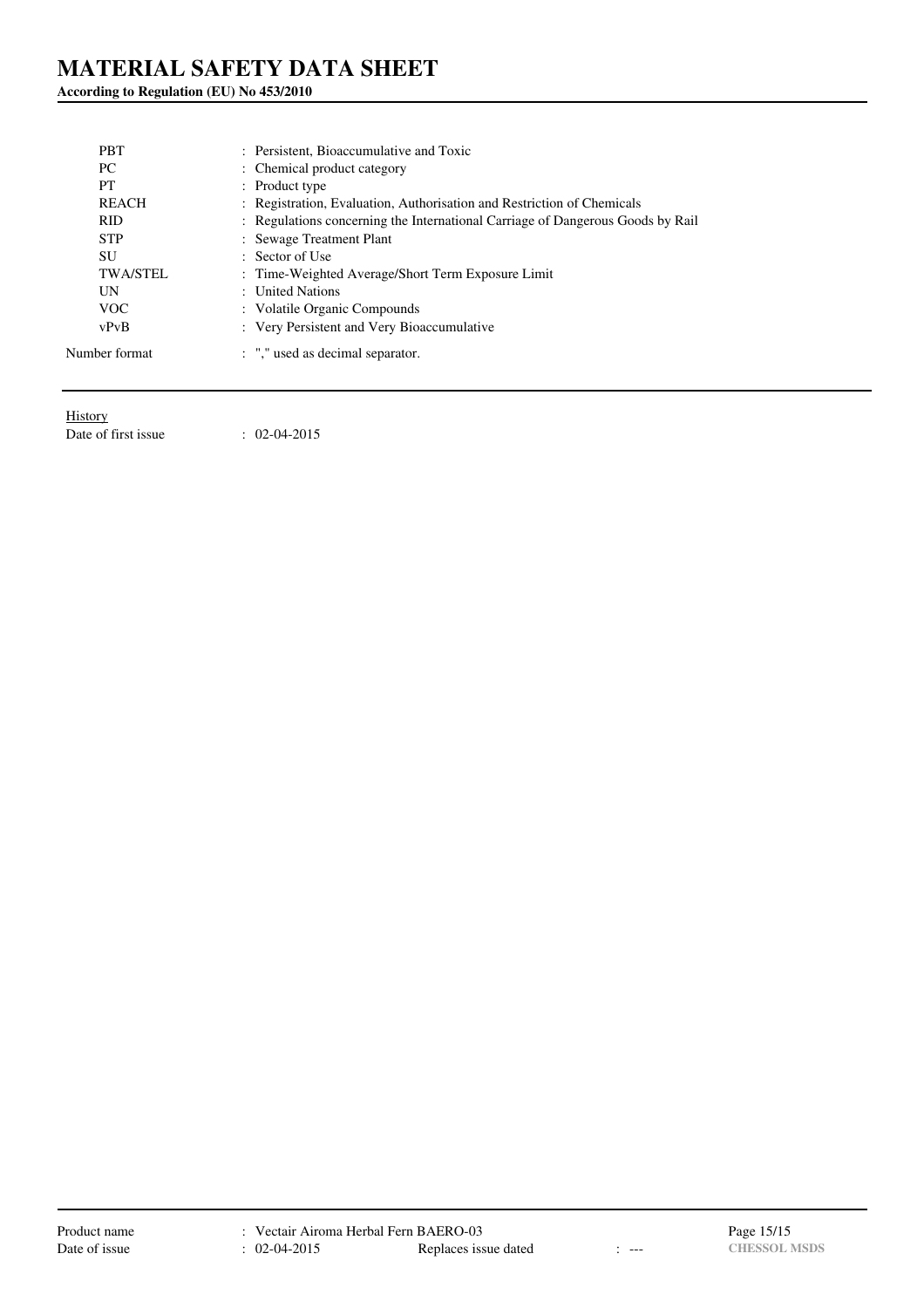| | |
|---|---|
| PBT | : Persistent, Bioaccumulative and Toxic |
| PC | : Chemical product category |
| PT | : Product type |
| REACH | : Registration, Evaluation, Authorisation and Restriction of Chemicals |
| RID | : Regulations concerning the International Carriage of Dangerous Goods by Rail |
| STP | : Sewage Treatment Plant |
| SU | : Sector of Use |
| TWA/STEL | : Time-Weighted Average/Short Term Exposure Limit |
| UN | : United Nations |
| VOC | : Volatile Organic Compounds |
| vPvB | : Very Persistent and Very Bioaccumulative |
| Number format | : "," used as decimal separator. |

History

Date of first issue : 02-04-2015